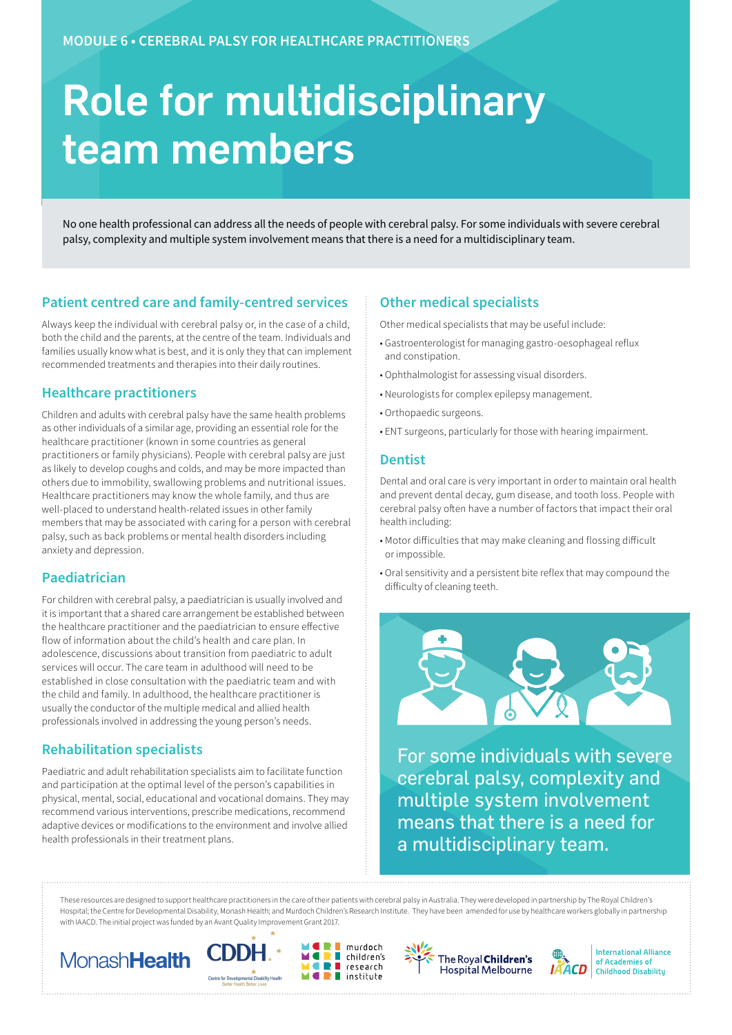MODULE 6 • CEREBRAL PALSY FOR HEALTHCARE PRACTITIONERS

# Role for multidisciplinary team members

No one health professional can address all the needs of people with cerebral palsy. For some individuals with severe cerebral palsy, complexity and multiple system involvement means that there is a need for a multidisciplinary team.

## Patient centred care and family-centred services

Always keep the individual with cerebral palsy or, in the case of a child, both the child and the parents, at the centre of the team. Individuals and families usually know what is best, and it is only they that can implement recommended treatments and therapies into their daily routines.

## Healthcare practitioners

Children and adults with cerebral palsy have the same health problems as other individuals of a similar age, providing an essential role for the healthcare practitioner (known in some countries as general practitioners or family physicians). People with cerebral palsy are just as likely to develop coughs and colds, and may be more impacted than others due to immobility, swallowing problems and nutritional issues. Healthcare practitioners may know the whole family, and thus are well-placed to understand health-related issues in other family members that may be associated with caring for a person with cerebral palsy, such as back problems or mental health disorders including anxiety and depression.

## Paediatrician

For children with cerebral palsy, a paediatrician is usually involved and it is important that a shared care arrangement be established between the healthcare practitioner and the paediatrician to ensure effective flow of information about the child's health and care plan. In adolescence, discussions about transition from paediatric to adult services will occur. The care team in adulthood will need to be established in close consultation with the paediatric team and with the child and family. In adulthood, the healthcare practitioner is usually the conductor of the multiple medical and allied health professionals involved in addressing the young person's needs.

## Rehabilitation specialists

Paediatric and adult rehabilitation specialists aim to facilitate function and participation at the optimal level of the person's capabilities in physical, mental, social, educational and vocational domains. They may recommend various interventions, prescribe medications, recommend adaptive devices or modifications to the environment and involve allied health professionals in their treatment plans.

## Other medical specialists

Other medical specialists that may be useful include:

- Gastroenterologist for managing gastro-oesophageal reflux and constipation.
- Ophthalmologist for assessing visual disorders.
- Neurologists for complex epilepsy management.
- Orthopaedic surgeons.
- ENT surgeons, particularly for those with hearing impairment.

## Dentist

Dental and oral care is very important in order to maintain oral health and prevent dental decay, gum disease, and tooth loss. People with cerebral palsy often have a number of factors that impact their oral health including:

- Motor difficulties that may make cleaning and flossing difficult or impossible.
- Oral sensitivity and a persistent bite reflex that may compound the difficulty of cleaning teeth.

For some individuals with severe cerebral palsy, complexity and multiple system involvement means that there is a need for a multidisciplinary team.

These resources are designed to support healthcare practitioners in the care of their patients with cerebral palsy in Australia. They were developed in partnership by The Royal Children's Hospital; the Centre for Developmental Disability, Monash Health; and Murdoch Children's Research Institute. They have been amended for use by healthcare workers globally in partnership with IAACD. The initial project was funded by an Avant Quality Improvement Grant 2017.

MonashHealth | CDDH Centre for Developmental Disability Health | murdoch children's research institute | The Royal Children's Hospital Melbourne | IAACD International Alliance of Academies of Childhood Disability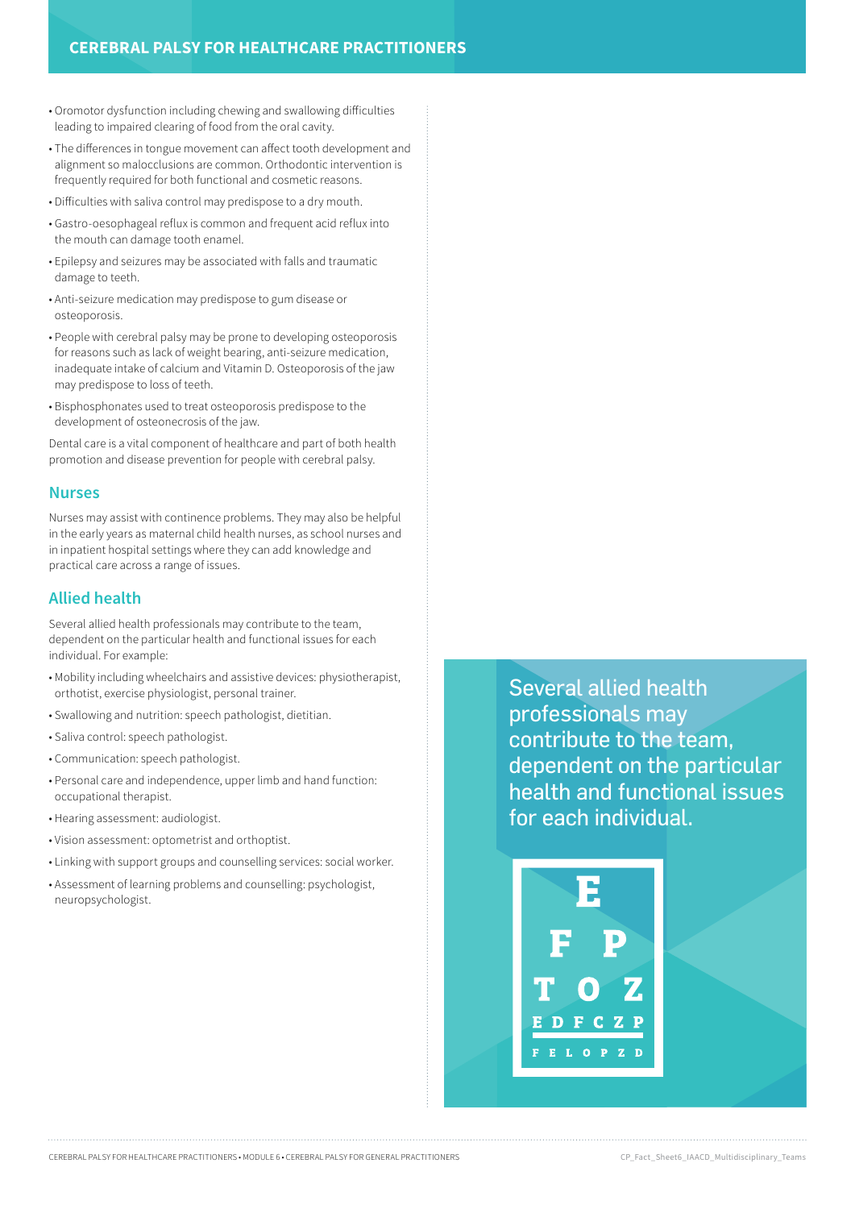- Oromotor dysfunction including chewing and swallowing difficulties leading to impaired clearing of food from the oral cavity.
- The differences in tongue movement can affect tooth development and alignment so malocclusions are common. Orthodontic intervention is frequently required for both functional and cosmetic reasons.
- Difficulties with saliva control may predispose to a dry mouth.
- Gastro-oesophageal reflux is common and frequent acid reflux into the mouth can damage tooth enamel.
- Epilepsy and seizures may be associated with falls and traumatic damage to teeth.
- Anti-seizure medication may predispose to gum disease or osteoporosis.
- People with cerebral palsy may be prone to developing osteoporosis for reasons such as lack of weight bearing, anti-seizure medication, inadequate intake of calcium and Vitamin D. Osteoporosis of the jaw may predispose to loss of teeth.
- Bisphosphonates used to treat osteoporosis predispose to the development of osteonecrosis of the jaw.

Dental care is a vital component of healthcare and part of both health promotion and disease prevention for people with cerebral palsy.

## Nurses

Nurses may assist with continence problems. They may also be helpful in the early years as maternal child health nurses, as school nurses and in inpatient hospital settings where they can add knowledge and practical care across a range of issues.

## Allied health

Several allied health professionals may contribute to the team, dependent on the particular health and functional issues for each individual. For example:

- Mobility including wheelchairs and assistive devices: physiotherapist, orthotist, exercise physiologist, personal trainer.
- Swallowing and nutrition: speech pathologist, dietitian.
- Saliva control: speech pathologist.
- Communication: speech pathologist.
- Personal care and independence, upper limb and hand function: occupational therapist.
- Hearing assessment: audiologist.
- Vision assessment: optometrist and orthoptist.
- Linking with support groups and counselling services: social worker.
- Assessment of learning problems and counselling: psychologist, neuropsychologist.

Several allied health professionals may contribute to the team, dependent on the particular health and functional issues for each individual.